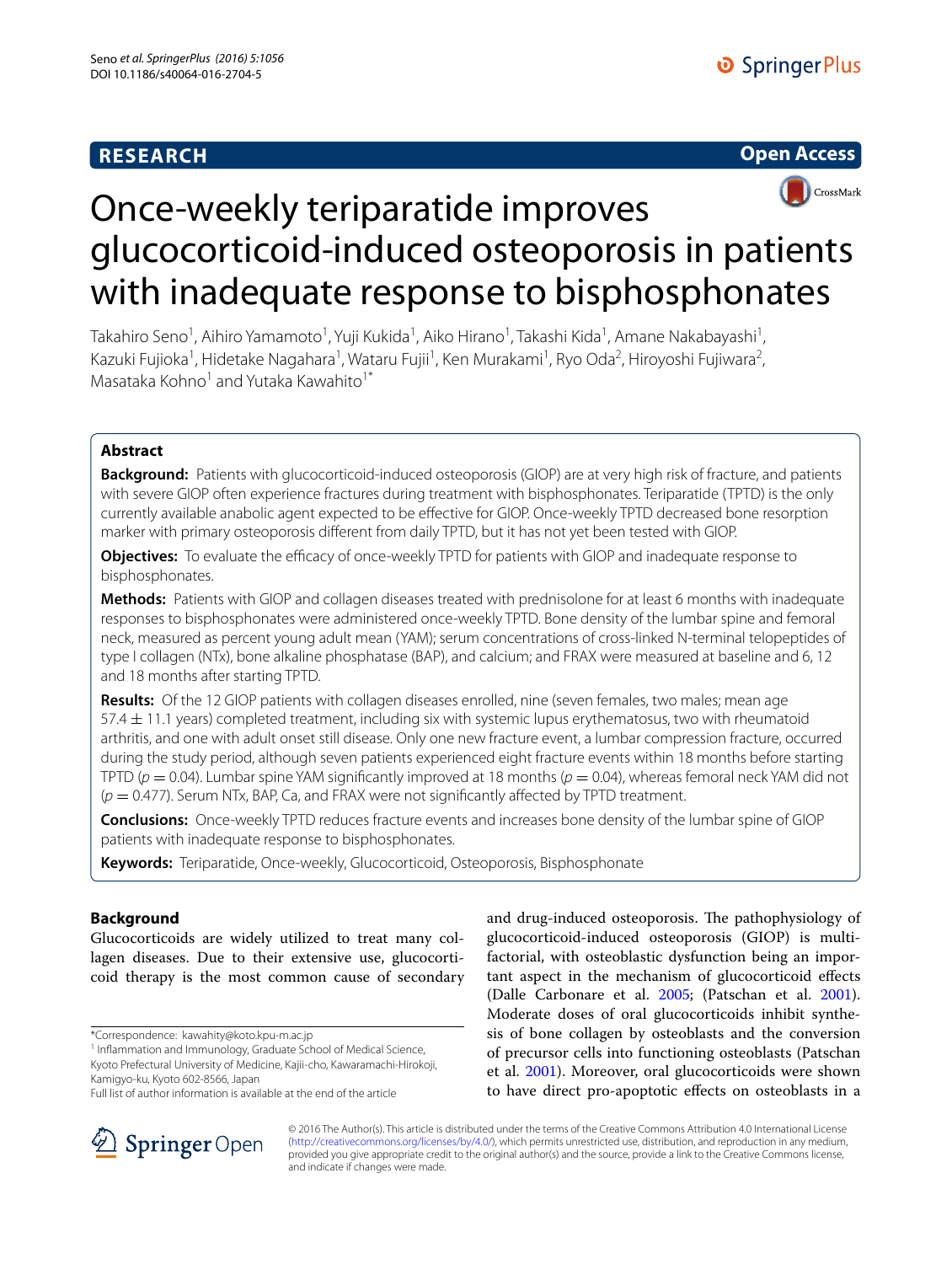**RESEARCH** **Open Access**

# Once-weekly teriparatide improves glucocorticoid-induced osteoporosis in patients with inadequate response to bisphosphonates

Takahiro Seno[1], Aihiro Yamamoto[1], Yuji Kukida[1], Aiko Hirano[1], Takashi Kida[1], Amane Nakabayashi[1], Kazuki Fujioka[1], Hidetake Nagahara[1], Wataru Fujii[1], Ken Murakami[1], Ryo Oda[2], Hiroyoshi Fujiwara[2], Masataka Kohno[1] and Yutaka Kawahito[1*]

## Abstract

**Background:** Patients with glucocorticoid-induced osteoporosis (GIOP) are at very high risk of fracture, and patients with severe GIOP often experience fractures during treatment with bisphosphonates. Teriparatide (TPTD) is the only currently available anabolic agent expected to be effective for GIOP. Once-weekly TPTD decreased bone resorption marker with primary osteoporosis different from daily TPTD, but it has not yet been tested with GIOP.

**Objectives:** To evaluate the efficacy of once-weekly TPTD for patients with GIOP and inadequate response to bisphosphonates.

**Methods:** Patients with GIOP and collagen diseases treated with prednisolone for at least 6 months with inadequate responses to bisphosphonates were administered once-weekly TPTD. Bone density of the lumbar spine and femoral neck, measured as percent young adult mean (YAM); serum concentrations of cross-linked N-terminal telopeptides of type I collagen (NTx), bone alkaline phosphatase (BAP), and calcium; and FRAX were measured at baseline and 6, 12 and 18 months after starting TPTD.

**Results:** Of the 12 GIOP patients with collagen diseases enrolled, nine (seven females, two males; mean age $57.4 \pm 11.1$ years) completed treatment, including six with systemic lupus erythematosus, two with rheumatoid arthritis, and one with adult onset still disease. Only one new fracture event, a lumbar compression fracture, occurred during the study period, although seven patients experienced eight fracture events within 18 months before starting TPTD ($p = 0.04$). Lumbar spine YAM significantly improved at 18 months ($p = 0.04$), whereas femoral neck YAM did not ($p = 0.477$). Serum NTx, BAP, Ca, and FRAX were not significantly affected by TPTD treatment.

**Conclusions:** Once-weekly TPTD reduces fracture events and increases bone density of the lumbar spine of GIOP patients with inadequate response to bisphosphonates.

**Keywords:** Teriparatide, Once-weekly, Glucocorticoid, Osteoporosis, Bisphosphonate

## Background

Glucocorticoids are widely utilized to treat many collagen diseases. Due to their extensive use, glucocorticoid therapy is the most common cause of secondary and drug-induced osteoporosis. The pathophysiology of glucocorticoid-induced osteoporosis (GIOP) is multifactorial, with osteoblastic dysfunction being an important aspect in the mechanism of glucocorticoid effects (Dalle Carbonare et al. 2005; (Patschan et al. 2001). Moderate doses of oral glucocorticoids inhibit synthesis of bone collagen by osteoblasts and the conversion of precursor cells into functioning osteoblasts (Patschan et al. 2001). Moreover, oral glucocorticoids were shown to have direct pro-apoptotic effects on osteoblasts in a

*Correspondence: kawahity@koto.kpu-m.ac.jp
[1] Inflammation and Immunology, Graduate School of Medical Science, Kyoto Prefectural University of Medicine, Kajii-cho, Kawaramachi-Hirokoji, Kamigyo-ku, Kyoto 602-8566, Japan
Full list of author information is available at the end of the article

© 2016 The Author(s). This article is distributed under the terms of the Creative Commons Attribution 4.0 International License (http://creativecommons.org/licenses/by/4.0/), which permits unrestricted use, distribution, and reproduction in any medium, provided you give appropriate credit to the original author(s) and the source, provide a link to the Creative Commons license, and indicate if changes were made.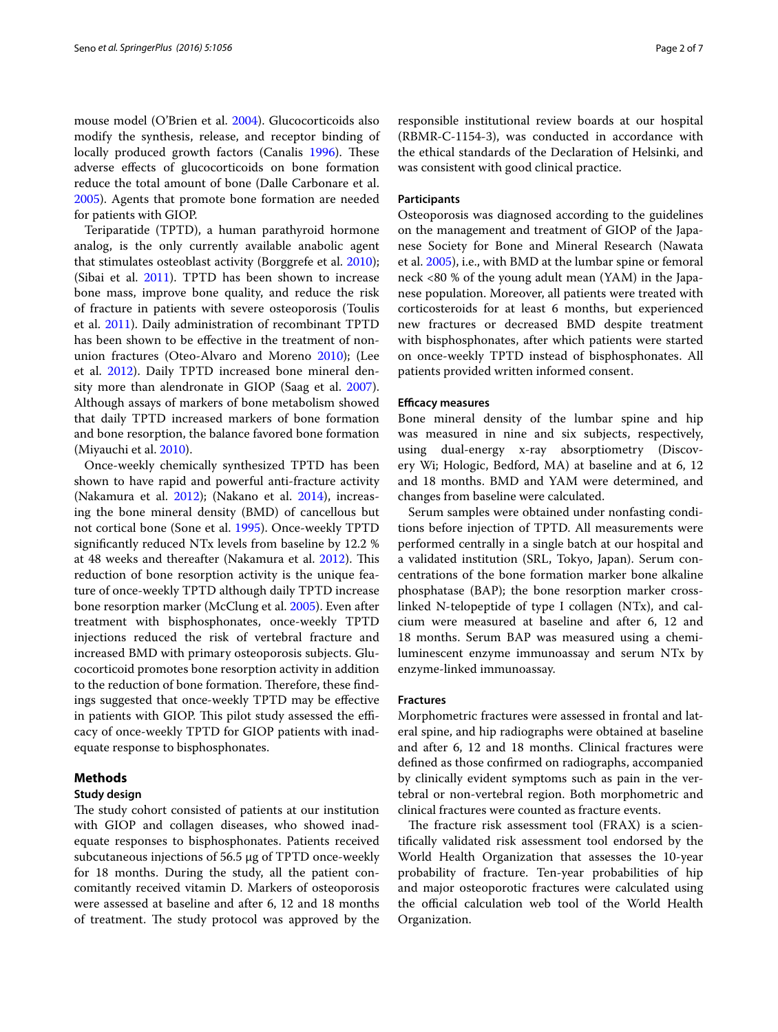mouse model (O'Brien et al. 2004). Glucocorticoids also modify the synthesis, release, and receptor binding of locally produced growth factors (Canalis 1996). These adverse effects of glucocorticoids on bone formation reduce the total amount of bone (Dalle Carbonare et al. 2005). Agents that promote bone formation are needed for patients with GIOP.

Teriparatide (TPTD), a human parathyroid hormone analog, is the only currently available anabolic agent that stimulates osteoblast activity (Borggrefe et al. 2010); (Sibai et al. 2011). TPTD has been shown to increase bone mass, improve bone quality, and reduce the risk of fracture in patients with severe osteoporosis (Toulis et al. 2011). Daily administration of recombinant TPTD has been shown to be effective in the treatment of non-union fractures (Oteo-Alvaro and Moreno 2010); (Lee et al. 2012). Daily TPTD increased bone mineral density more than alendronate in GIOP (Saag et al. 2007). Although assays of markers of bone metabolism showed that daily TPTD increased markers of bone formation and bone resorption, the balance favored bone formation (Miyauchi et al. 2010).

Once-weekly chemically synthesized TPTD has been shown to have rapid and powerful anti-fracture activity (Nakamura et al. 2012); (Nakano et al. 2014), increasing the bone mineral density (BMD) of cancellous but not cortical bone (Sone et al. 1995). Once-weekly TPTD significantly reduced NTx levels from baseline by 12.2 % at 48 weeks and thereafter (Nakamura et al. 2012). This reduction of bone resorption activity is the unique feature of once-weekly TPTD although daily TPTD increase bone resorption marker (McClung et al. 2005). Even after treatment with bisphosphonates, once-weekly TPTD injections reduced the risk of vertebral fracture and increased BMD with primary osteoporosis subjects. Glucocorticoid promotes bone resorption activity in addition to the reduction of bone formation. Therefore, these findings suggested that once-weekly TPTD may be effective in patients with GIOP. This pilot study assessed the efficacy of once-weekly TPTD for GIOP patients with inadequate response to bisphosphonates.

## Methods

### Study design

The study cohort consisted of patients at our institution with GIOP and collagen diseases, who showed inadequate responses to bisphosphonates. Patients received subcutaneous injections of 56.5 μg of TPTD once-weekly for 18 months. During the study, all the patient concomitantly received vitamin D. Markers of osteoporosis were assessed at baseline and after 6, 12 and 18 months of treatment. The study protocol was approved by the responsible institutional review boards at our hospital (RBMR-C-1154-3), was conducted in accordance with the ethical standards of the Declaration of Helsinki, and was consistent with good clinical practice.

### Participants

Osteoporosis was diagnosed according to the guidelines on the management and treatment of GIOP of the Japanese Society for Bone and Mineral Research (Nawata et al. 2005), i.e., with BMD at the lumbar spine or femoral neck <80 % of the young adult mean (YAM) in the Japanese population. Moreover, all patients were treated with corticosteroids for at least 6 months, but experienced new fractures or decreased BMD despite treatment with bisphosphonates, after which patients were started on once-weekly TPTD instead of bisphosphonates. All patients provided written informed consent.

### Efficacy measures

Bone mineral density of the lumbar spine and hip was measured in nine and six subjects, respectively, using dual-energy x-ray absorptiometry (Discovery Wi; Hologic, Bedford, MA) at baseline and at 6, 12 and 18 months. BMD and YAM were determined, and changes from baseline were calculated.

Serum samples were obtained under nonfasting conditions before injection of TPTD. All measurements were performed centrally in a single batch at our hospital and a validated institution (SRL, Tokyo, Japan). Serum concentrations of the bone formation marker bone alkaline phosphatase (BAP); the bone resorption marker cross-linked N-telopeptide of type I collagen (NTx), and calcium were measured at baseline and after 6, 12 and 18 months. Serum BAP was measured using a chemiluminescent enzyme immunoassay and serum NTx by enzyme-linked immunoassay.

### Fractures

Morphometric fractures were assessed in frontal and lateral spine, and hip radiographs were obtained at baseline and after 6, 12 and 18 months. Clinical fractures were defined as those confirmed on radiographs, accompanied by clinically evident symptoms such as pain in the vertebral or non-vertebral region. Both morphometric and clinical fractures were counted as fracture events.

The fracture risk assessment tool (FRAX) is a scientifically validated risk assessment tool endorsed by the World Health Organization that assesses the 10-year probability of fracture. Ten-year probabilities of hip and major osteoporotic fractures were calculated using the official calculation web tool of the World Health Organization.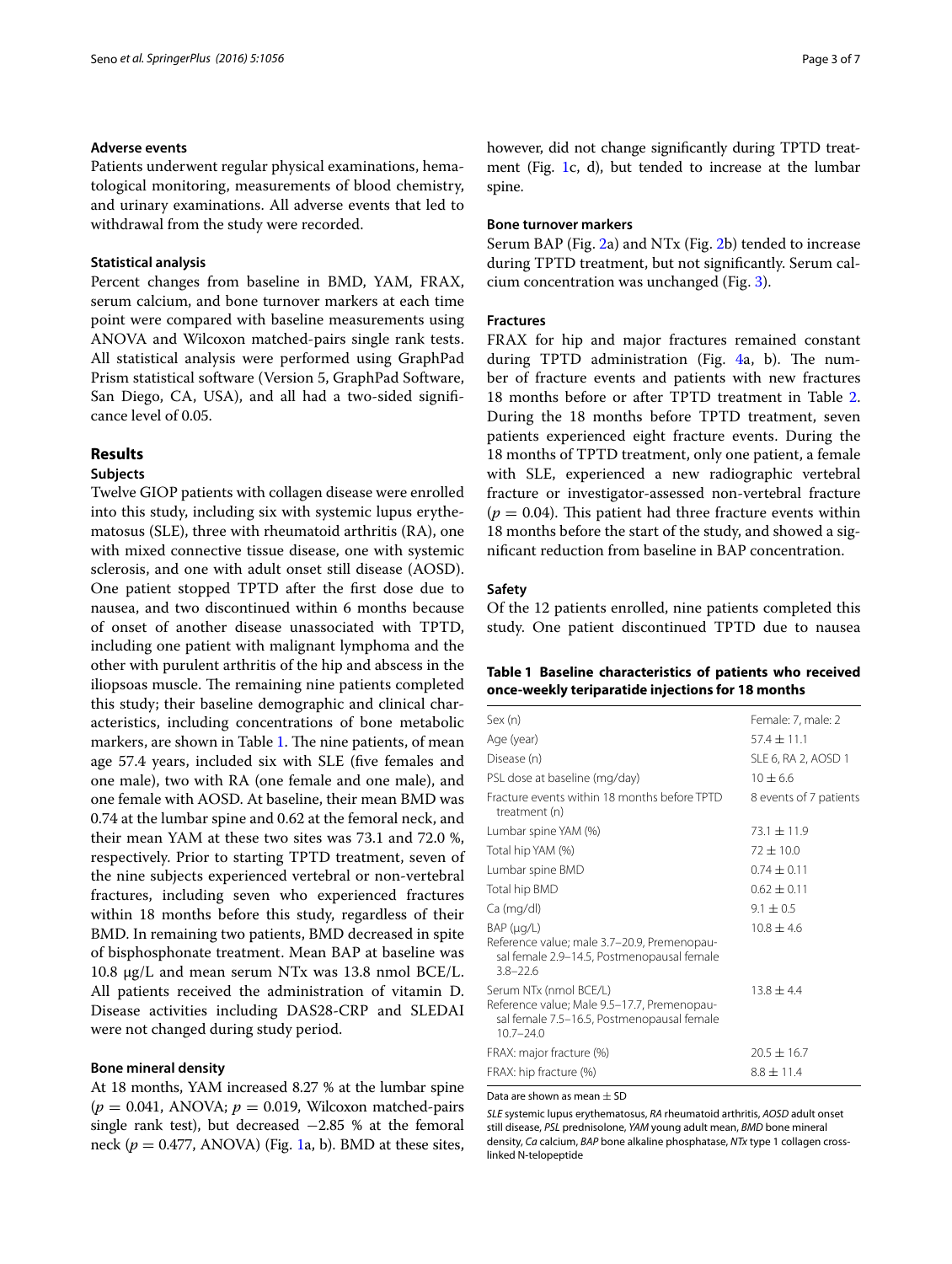#### Adverse events

Patients underwent regular physical examinations, hematological monitoring, measurements of blood chemistry, and urinary examinations. All adverse events that led to withdrawal from the study were recorded.

#### Statistical analysis

Percent changes from baseline in BMD, YAM, FRAX, serum calcium, and bone turnover markers at each time point were compared with baseline measurements using ANOVA and Wilcoxon matched-pairs single rank tests. All statistical analysis were performed using GraphPad Prism statistical software (Version 5, GraphPad Software, San Diego, CA, USA), and all had a two-sided significance level of 0.05.

## Results

#### Subjects

Twelve GIOP patients with collagen disease were enrolled into this study, including six with systemic lupus erythematosus (SLE), three with rheumatoid arthritis (RA), one with mixed connective tissue disease, one with systemic sclerosis, and one with adult onset still disease (AOSD). One patient stopped TPTD after the first dose due to nausea, and two discontinued within 6 months because of onset of another disease unassociated with TPTD, including one patient with malignant lymphoma and the other with purulent arthritis of the hip and abscess in the iliopsoas muscle. The remaining nine patients completed this study; their baseline demographic and clinical characteristics, including concentrations of bone metabolic markers, are shown in Table 1. The nine patients, of mean age 57.4 years, included six with SLE (five females and one male), two with RA (one female and one male), and one female with AOSD. At baseline, their mean BMD was 0.74 at the lumbar spine and 0.62 at the femoral neck, and their mean YAM at these two sites was 73.1 and 72.0 %, respectively. Prior to starting TPTD treatment, seven of the nine subjects experienced vertebral or non-vertebral fractures, including seven who experienced fractures within 18 months before this study, regardless of their BMD. In remaining two patients, BMD decreased in spite of bisphosphonate treatment. Mean BAP at baseline was 10.8 μg/L and mean serum NTx was 13.8 nmol BCE/L. All patients received the administration of vitamin D. Disease activities including DAS28-CRP and SLEDAI were not changed during study period.

#### Bone mineral density

At 18 months, YAM increased 8.27 % at the lumbar spine ($p = 0.041$, ANOVA; $p = 0.019$, Wilcoxon matched-pairs single rank test), but decreased −2.85 % at the femoral neck ($p = 0.477$, ANOVA) (Fig. 1a, b). BMD at these sites, however, did not change significantly during TPTD treatment (Fig. 1c, d), but tended to increase at the lumbar spine.

#### Bone turnover markers

Serum BAP (Fig. 2a) and NTx (Fig. 2b) tended to increase during TPTD treatment, but not significantly. Serum calcium concentration was unchanged (Fig. 3).

#### Fractures

FRAX for hip and major fractures remained constant during TPTD administration (Fig. 4a, b). The number of fracture events and patients with new fractures 18 months before or after TPTD treatment in Table 2. During the 18 months before TPTD treatment, seven patients experienced eight fracture events. During the 18 months of TPTD treatment, only one patient, a female with SLE, experienced a new radiographic vertebral fracture or investigator-assessed non-vertebral fracture ($p = 0.04$). This patient had three fracture events within 18 months before the start of the study, and showed a significant reduction from baseline in BAP concentration.

#### Safety

Of the 12 patients enrolled, nine patients completed this study. One patient discontinued TPTD due to nausea

**Table 1 Baseline characteristics of patients who received once-weekly teriparatide injections for 18 months**

| | |
|---|---|
| Sex (n) | Female: 7, male: 2 |
| Age (year) | 57.4 ± 11.1 |
| Disease (n) | SLE 6, RA 2, AOSD 1 |
| PSL dose at baseline (mg/day) | 10 ± 6.6 |
| Fracture events within 18 months before TPTD treatment (n) | 8 events of 7 patients |
| Lumbar spine YAM (%) | 73.1 ± 11.9 |
| Total hip YAM (%) | 72 ± 10.0 |
| Lumbar spine BMD | 0.74 ± 0.11 |
| Total hip BMD | 0.62 ± 0.11 |
| Ca (mg/dl) | 9.1 ± 0.5 |
| BAP (μg/L) Reference value; male 3.7–20.9, Premenopausal female 2.9–14.5, Postmenopausal female 3.8–22.6 | 10.8 ± 4.6 |
| Serum NTx (nmol BCE/L) Reference value; Male 9.5–17.7, Premenopausal female 7.5–16.5, Postmenopausal female 10.7–24.0 | 13.8 ± 4.4 |
| FRAX: major fracture (%) | 20.5 ± 16.7 |
| FRAX: hip fracture (%) | 8.8 ± 11.4 |

Data are shown as mean ± SD

*SLE* systemic lupus erythematosus, *RA* rheumatoid arthritis, *AOSD* adult onset still disease, *PSL* prednisolone, *YAM* young adult mean, *BMD* bone mineral density, *Ca* calcium, *BAP* bone alkaline phosphatase, *NTx* type 1 collagen cross-linked N-telopeptide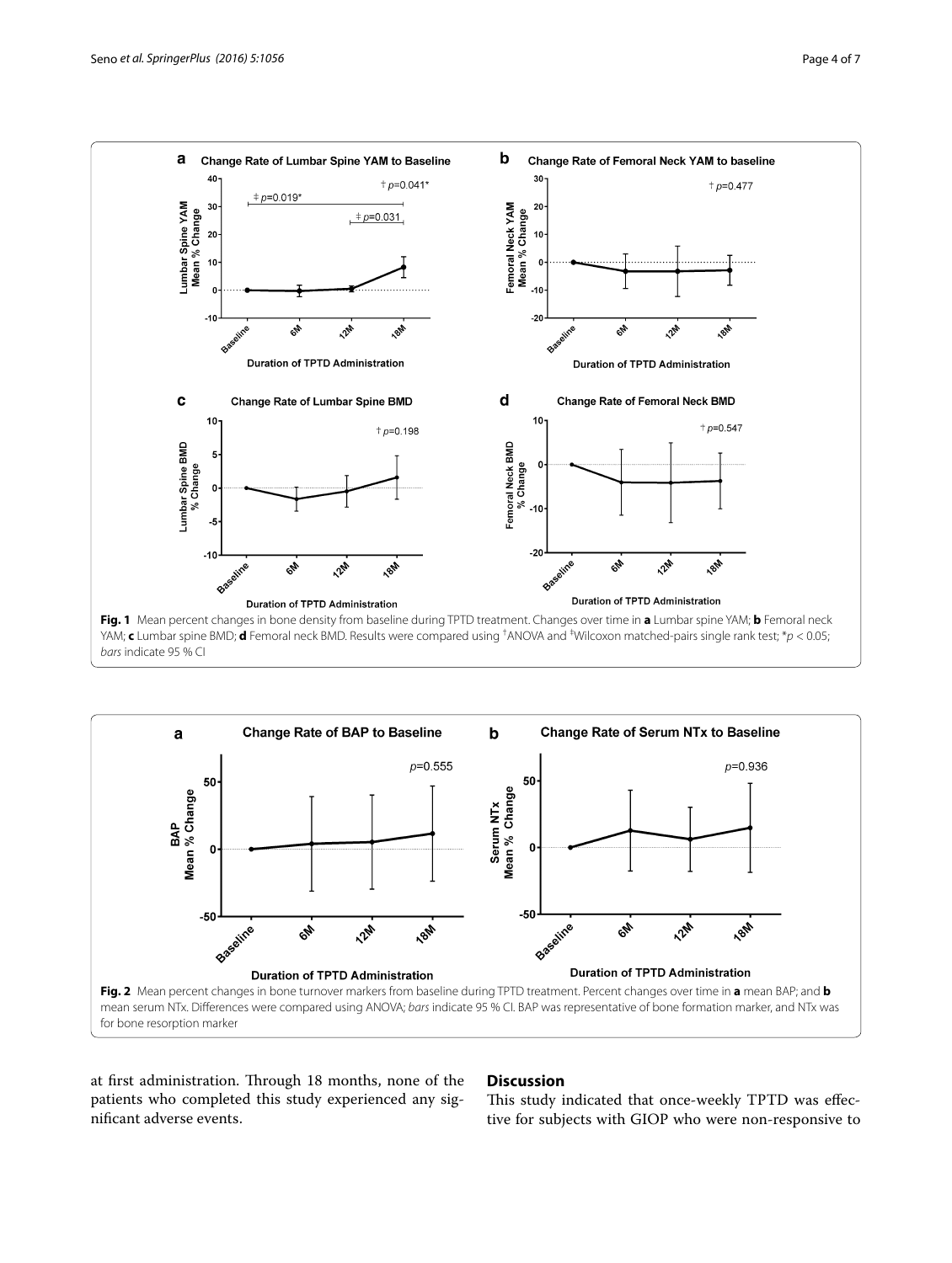**Fig. 1** Mean percent changes in bone density from baseline during TPTD treatment. Changes over time in **a** Lumbar spine YAM; **b** Femoral neck YAM; **c** Lumbar spine BMD; **d** Femoral neck BMD. Results were compared using †ANOVA and ‡Wilcoxon matched-pairs single rank test; *$p < 0.05$; *bars* indicate 95 % CI

**Fig. 2** Mean percent changes in bone turnover markers from baseline during TPTD treatment. Percent changes over time in **a** mean BAP; and **b** mean serum NTx. Differences were compared using ANOVA; *bars* indicate 95 % CI. BAP was representative of bone formation marker, and NTx was for bone resorption marker

at first administration. Through 18 months, none of the patients who completed this study experienced any significant adverse events.

## Discussion

This study indicated that once-weekly TPTD was effective for subjects with GIOP who were non-responsive to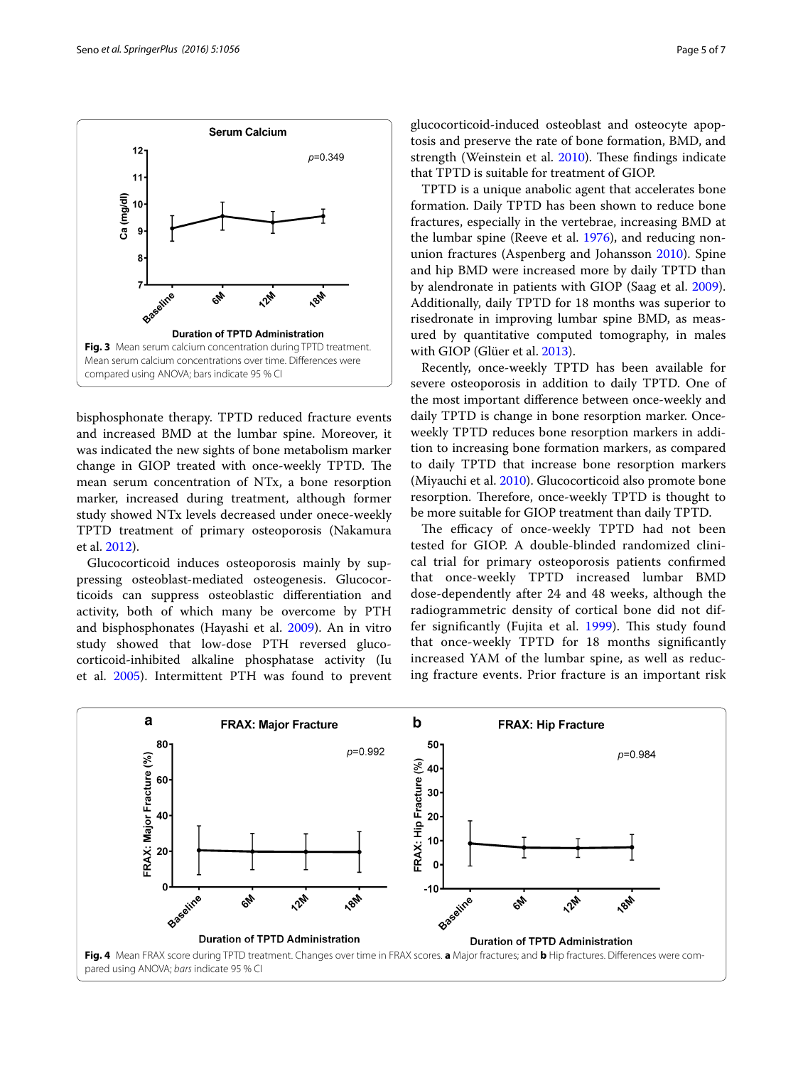Fig. 3 Mean serum calcium concentration during TPTD treatment. Mean serum calcium concentrations over time. Differences were compared using ANOVA; bars indicate 95 % CI

bisphosphonate therapy. TPTD reduced fracture events and increased BMD at the lumbar spine. Moreover, it was indicated the new sights of bone metabolism marker change in GIOP treated with once-weekly TPTD. The mean serum concentration of NTx, a bone resorption marker, increased during treatment, although former study showed NTx levels decreased under onece-weekly TPTD treatment of primary osteoporosis (Nakamura et al. 2012).

Glucocorticoid induces osteoporosis mainly by suppressing osteoblast-mediated osteogenesis. Glucocorticoids can suppress osteoblastic differentiation and activity, both of which many be overcome by PTH and bisphosphonates (Hayashi et al. 2009). An in vitro study showed that low-dose PTH reversed glucocorticoid-inhibited alkaline phosphatase activity (Iu et al. 2005). Intermittent PTH was found to prevent glucocorticoid-induced osteoblast and osteocyte apoptosis and preserve the rate of bone formation, BMD, and strength (Weinstein et al. 2010). These findings indicate that TPTD is suitable for treatment of GIOP.

TPTD is a unique anabolic agent that accelerates bone formation. Daily TPTD has been shown to reduce bone fractures, especially in the vertebrae, increasing BMD at the lumbar spine (Reeve et al. 1976), and reducing non-union fractures (Aspenberg and Johansson 2010). Spine and hip BMD were increased more by daily TPTD than by alendronate in patients with GIOP (Saag et al. 2009). Additionally, daily TPTD for 18 months was superior to risedronate in improving lumbar spine BMD, as measured by quantitative computed tomography, in males with GIOP (Glüer et al. 2013).

Recently, once-weekly TPTD has been available for severe osteoporosis in addition to daily TPTD. One of the most important difference between once-weekly and daily TPTD is change in bone resorption marker. Once-weekly TPTD reduces bone resorption markers in addition to increasing bone formation markers, as compared to daily TPTD that increase bone resorption markers (Miyauchi et al. 2010). Glucocorticoid also promote bone resorption. Therefore, once-weekly TPTD is thought to be more suitable for GIOP treatment than daily TPTD.

The efficacy of once-weekly TPTD had not been tested for GIOP. A double-blinded randomized clinical trial for primary osteoporosis patients confirmed that once-weekly TPTD increased lumbar BMD dose-dependently after 24 and 48 weeks, although the radiogrammetric density of cortical bone did not differ significantly (Fujita et al. 1999). This study found that once-weekly TPTD for 18 months significantly increased YAM of the lumbar spine, as well as reducing fracture events. Prior fracture is an important risk

Fig. 4 Mean FRAX score during TPTD treatment. Changes over time in FRAX scores. **a** Major fractures; and **b** Hip fractures. Differences were compared using ANOVA; *bars* indicate 95 % CI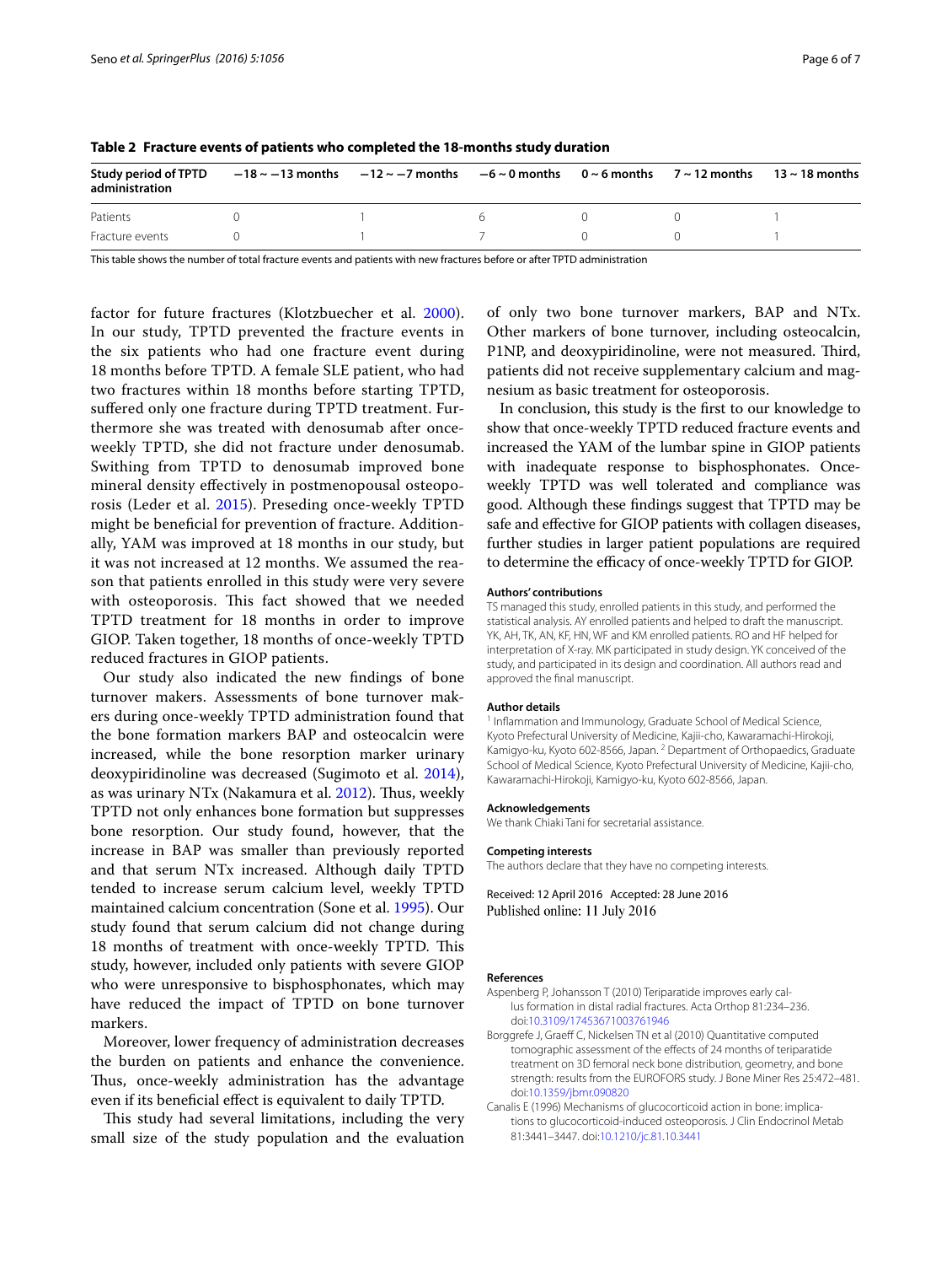**Table 2 Fracture events of patients who completed the 18-months study duration**

| Study period of TPTD administration | −18 ~ −13 months | −12 ~ −7 months | −6 ~ 0 months | 0 ~ 6 months | 7 ~ 12 months | 13 ~ 18 months |
|---|---|---|---|---|---|---|
| Patients | 0 | 1 | 6 | 0 | 0 | 1 |
| Fracture events | 0 | 1 | 7 | 0 | 0 | 1 |

This table shows the number of total fracture events and patients with new fractures before or after TPTD administration

factor for future fractures (Klotzbuecher et al. 2000). In our study, TPTD prevented the fracture events in the six patients who had one fracture event during 18 months before TPTD. A female SLE patient, who had two fractures within 18 months before starting TPTD, suffered only one fracture during TPTD treatment. Furthermore she was treated with denosumab after once-weekly TPTD, she did not fracture under denosumab. Swithing from TPTD to denosumab improved bone mineral density effectively in postmenopousal osteoporosis (Leder et al. 2015). Preseding once-weekly TPTD might be beneficial for prevention of fracture. Additionally, YAM was improved at 18 months in our study, but it was not increased at 12 months. We assumed the reason that patients enrolled in this study were very severe with osteoporosis. This fact showed that we needed TPTD treatment for 18 months in order to improve GIOP. Taken together, 18 months of once-weekly TPTD reduced fractures in GIOP patients.

Our study also indicated the new findings of bone turnover makers. Assessments of bone turnover makers during once-weekly TPTD administration found that the bone formation markers BAP and osteocalcin were increased, while the bone resorption marker urinary deoxypiridinoline was decreased (Sugimoto et al. 2014), as was urinary NTx (Nakamura et al. 2012). Thus, weekly TPTD not only enhances bone formation but suppresses bone resorption. Our study found, however, that the increase in BAP was smaller than previously reported and that serum NTx increased. Although daily TPTD tended to increase serum calcium level, weekly TPTD maintained calcium concentration (Sone et al. 1995). Our study found that serum calcium did not change during 18 months of treatment with once-weekly TPTD. This study, however, included only patients with severe GIOP who were unresponsive to bisphosphonates, which may have reduced the impact of TPTD on bone turnover markers.

Moreover, lower frequency of administration decreases the burden on patients and enhance the convenience. Thus, once-weekly administration has the advantage even if its beneficial effect is equivalent to daily TPTD.

This study had several limitations, including the very small size of the study population and the evaluation of only two bone turnover markers, BAP and NTx. Other markers of bone turnover, including osteocalcin, P1NP, and deoxypiridinoline, were not measured. Third, patients did not receive supplementary calcium and magnesium as basic treatment for osteoporosis.

In conclusion, this study is the first to our knowledge to show that once-weekly TPTD reduced fracture events and increased the YAM of the lumbar spine in GIOP patients with inadequate response to bisphosphonates. Once-weekly TPTD was well tolerated and compliance was good. Although these findings suggest that TPTD may be safe and effective for GIOP patients with collagen diseases, further studies in larger patient populations are required to determine the efficacy of once-weekly TPTD for GIOP.

#### Authors' contributions

TS managed this study, enrolled patients in this study, and performed the statistical analysis. AY enrolled patients and helped to draft the manuscript. YK, AH, TK, AN, KF, HN, WF and KM enrolled patients. RO and HF helped for interpretation of X-ray. MK participated in study design. YK conceived of the study, and participated in its design and coordination. All authors read and approved the final manuscript.

#### Author details

[1] Inflammation and Immunology, Graduate School of Medical Science, Kyoto Prefectural University of Medicine, Kajii-cho, Kawaramachi-Hirokoji, Kamigyo-ku, Kyoto 602-8566, Japan. [2] Department of Orthopaedics, Graduate School of Medical Science, Kyoto Prefectural University of Medicine, Kajii-cho, Kawaramachi-Hirokoji, Kamigyo-ku, Kyoto 602-8566, Japan.

#### Acknowledgements

We thank Chiaki Tani for secretarial assistance.

#### Competing interests

The authors declare that they have no competing interests.

Received: 12 April 2016 Accepted: 28 June 2016
Published online: 11 July 2016

#### References

Aspenberg P, Johansson T (2010) Teriparatide improves early callus formation in distal radial fractures. Acta Orthop 81:234–236. doi:10.3109/17453671003761946

Borggrefe J, Graeff C, Nickelsen TN et al (2010) Quantitative computed tomographic assessment of the effects of 24 months of teriparatide treatment on 3D femoral neck bone distribution, geometry, and bone strength: results from the EUROFORS study. J Bone Miner Res 25:472–481. doi:10.1359/jbmr.090820

Canalis E (1996) Mechanisms of glucocorticoid action in bone: implications to glucocorticoid-induced osteoporosis. J Clin Endocrinol Metab 81:3441–3447. doi:10.1210/jc.81.10.3441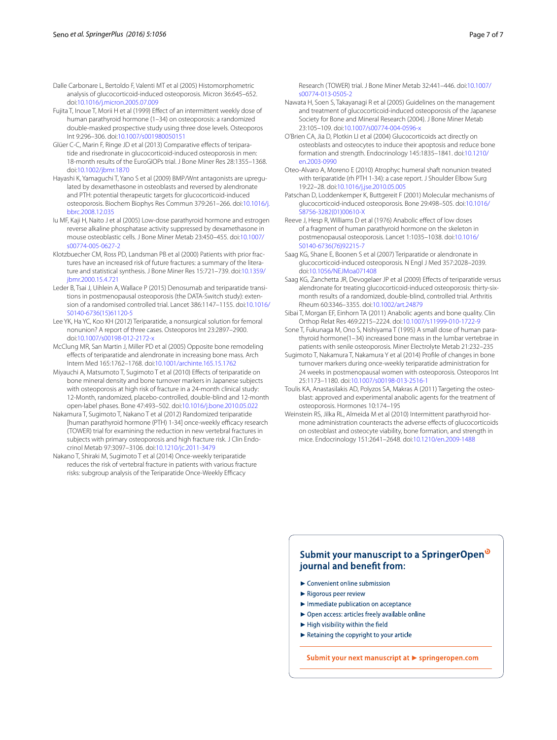Dalle Carbonare L, Bertoldo F, Valenti MT et al (2005) Histomorphometric analysis of glucocorticoid-induced osteoporosis. Micron 36:645–652. doi:10.1016/j.micron.2005.07.009

Fujita T, Inoue T, Morii H et al (1999) Effect of an intermittent weekly dose of human parathyroid hormone (1–34) on osteoporosis: a randomized double-masked prospective study using three dose levels. Osteoporos Int 9:296–306. doi:10.1007/s001980050151

Glüer C-C, Marin F, Ringe JD et al (2013) Comparative effects of teriparatide and risedronate in glucocorticoid-induced osteoporosis in men: 18-month results of the EuroGIOPs trial. J Bone Miner Res 28:1355–1368. doi:10.1002/jbmr.1870

Hayashi K, Yamaguchi T, Yano S et al (2009) BMP/Wnt antagonists are upregulated by dexamethasone in osteoblasts and reversed by alendronate and PTH: potential therapeutic targets for glucocorticoid-induced osteoporosis. Biochem Biophys Res Commun 379:261–266. doi:10.1016/j.bbrc.2008.12.035

Iu MF, Kaji H, Naito J et al (2005) Low-dose parathyroid hormone and estrogen reverse alkaline phosphatase activity suppressed by dexamethasone in mouse osteoblastic cells. J Bone Miner Metab 23:450–455. doi:10.1007/s00774-005-0627-2

Klotzbuecher CM, Ross PD, Landsman PB et al (2000) Patients with prior fractures have an increased risk of future fractures: a summary of the literature and statistical synthesis. J Bone Miner Res 15:721–739. doi:10.1359/jbmr.2000.15.4.721

Leder B, Tsai J, Uihlein A, Wallace P (2015) Denosumab and teriparatide transitions in postmenopausal osteoporosis (the DATA-Switch study): extension of a randomised controlled trial. Lancet 386:1147–1155. doi:10.1016/S0140-6736(15)61120-5

Lee YK, Ha YC, Koo KH (2012) Teriparatide, a nonsurgical solution for femoral nonunion? A report of three cases. Osteoporos Int 23:2897–2900. doi:10.1007/s00198-012-2172-x

McClung MR, San Martin J, Miller PD et al (2005) Opposite bone remodeling effects of teriparatide and alendronate in increasing bone mass. Arch Intern Med 165:1762–1768. doi:10.1001/archinte.165.15.1762

Miyauchi A, Matsumoto T, Sugimoto T et al (2010) Effects of teriparatide on bone mineral density and bone turnover markers in Japanese subjects with osteoporosis at high risk of fracture in a 24-month clinical study: 12-Month, randomized, placebo-controlled, double-blind and 12-month open-label phases. Bone 47:493–502. doi:10.1016/j.bone.2010.05.022

Nakamura T, Sugimoto T, Nakano T et al (2012) Randomized teriparatide [human parathyroid hormone (PTH) 1-34] once-weekly efficacy research (TOWER) trial for examining the reduction in new vertebral fractures in subjects with primary osteoporosis and high fracture risk. J Clin Endocrinol Metab 97:3097–3106. doi:10.1210/jc.2011-3479

Nakano T, Shiraki M, Sugimoto T et al (2014) Once-weekly teriparatide reduces the risk of vertebral fracture in patients with various fracture risks: subgroup analysis of the Teriparatide Once-Weekly Efficacy Research (TOWER) trial. J Bone Miner Metab 32:441–446. doi:10.1007/s00774-013-0505-2

Nawata H, Soen S, Takayanagi R et al (2005) Guidelines on the management and treatment of glucocorticoid-induced osteoporosis of the Japanese Society for Bone and Mineral Research (2004). J Bone Miner Metab 23:105–109. doi:10.1007/s00774-004-0596-x

O'Brien CA, Jia D, Plotkin LI et al (2004) Glucocorticoids act directly on osteoblasts and osteocytes to induce their apoptosis and reduce bone formation and strength. Endocrinology 145:1835–1841. doi:10.1210/en.2003-0990

Oteo-Alvaro A, Moreno E (2010) Atrophyc humeral shaft nonunion treated with teriparatide (rh PTH 1-34): a case report. J Shoulder Elbow Surg 19:22–28. doi:10.1016/j.jse.2010.05.005

Patschan D, Loddenkemper K, Buttgereit F (2001) Molecular mechanisms of glucocorticoid-induced osteoporosis. Bone 29:498–505. doi:10.1016/S8756-3282(01)00610-X

Reeve J, Hesp R, Williams D et al (1976) Anabolic effect of low doses of a fragment of human parathyroid hormone on the skeleton in postmenopausal osteoporosis. Lancet 1:1035–1038. doi:10.1016/S0140-6736(76)92215-7

Saag KG, Shane E, Boonen S et al (2007) Teriparatide or alendronate in glucocorticoid-induced osteoporosis. N Engl J Med 357:2028–2039. doi:10.1056/NEJMoa071408

Saag KG, Zanchetta JR, Devogelaer JP et al (2009) Effects of teriparatide versus alendronate for treating glucocorticoid-induced osteoporosis: thirty-six-month results of a randomized, double-blind, controlled trial. Arthritis Rheum 60:3346–3355. doi:10.1002/art.24879

Sibai T, Morgan EF, Einhorn TA (2011) Anabolic agents and bone quality. Clin Orthop Relat Res 469:2215–2224. doi:10.1007/s11999-010-1722-9

Sone T, Fukunaga M, Ono S, Nishiyama T (1995) A small dose of human parathyroid hormone(1–34) increased bone mass in the lumbar vertebrae in patients with senile osteoporosis. Miner Electrolyte Metab 21:232–235

Sugimoto T, Nakamura T, Nakamura Y et al (2014) Profile of changes in bone turnover markers during once-weekly teriparatide administration for 24 weeks in postmenopausal women with osteoporosis. Osteoporos Int 25:1173–1180. doi:10.1007/s00198-013-2516-1

Toulis KA, Anastasilakis AD, Polyzos SA, Makras A (2011) Targeting the osteoblast: approved and experimental anabolic agents for the treatment of osteoporosis. Hormones 10:174–195

Weinstein RS, Jilka RL, Almeida M et al (2010) Intermittent parathyroid hormone administration counteracts the adverse effects of glucocorticoids on osteoblast and osteocyte viability, bone formation, and strength in mice. Endocrinology 151:2641–2648. doi:10.1210/en.2009-1488

**Submit your manuscript to a SpringerOpen journal and benefit from:**

- ► Convenient online submission
- ► Rigorous peer review
- ► Immediate publication on acceptance
- ► Open access: articles freely available online
- ► High visibility within the field
- ► Retaining the copyright to your article

**Submit your next manuscript at ► springeropen.com**